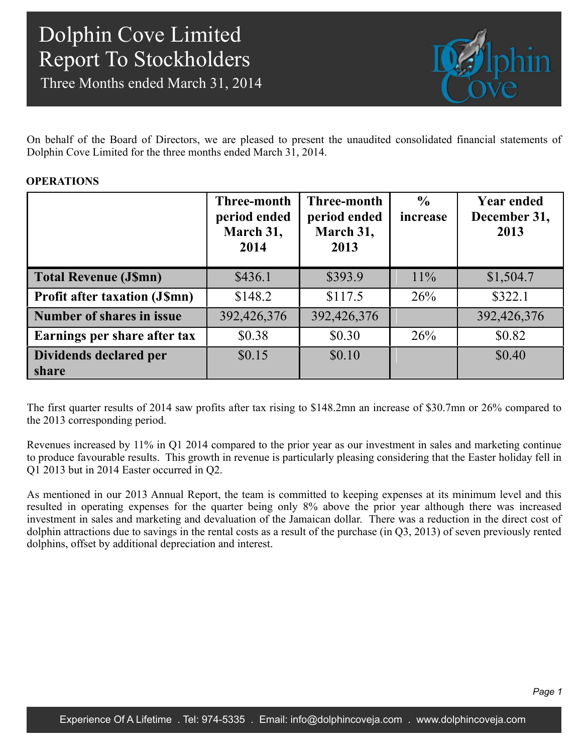# Dolphin Cove Limited

# Report To Stockholders

## Three Months ended March 31, 2014

On behalf of the Board of Directors, we are pleased to present the unaudited consolidated financial statements of Dolphin Cove Limited for the three months ended March 31, 2014.

**OPERATIONS**

| | Three-month period ended March 31, 2014 | Three-month period ended March 31, 2013 | % increase | Year ended December 31, 2013 |
|---|---|---|---|---|
| **Total Revenue (J$mn)** | $436.1 | $393.9 | 11% | $1,504.7 |
| **Profit after taxation (J$mn)** | $148.2 | $117.5 | 26% | $322.1 |
| **Number of shares in issue** | 392,426,376 | 392,426,376 | | 392,426,376 |
| **Earnings per share after tax** | $0.38 | $0.30 | 26% | $0.82 |
| **Dividends declared per share** | $0.15 | $0.10 | | $0.40 |

The first quarter results of 2014 saw profits after tax rising to $148.2mn an increase of $30.7mn or 26% compared to the 2013 corresponding period.

Revenues increased by 11% in Q1 2014 compared to the prior year as our investment in sales and marketing continue to produce favourable results. This growth in revenue is particularly pleasing considering that the Easter holiday fell in Q1 2013 but in 2014 Easter occurred in Q2.

As mentioned in our 2013 Annual Report, the team is committed to keeping expenses at its minimum level and this resulted in operating expenses for the quarter being only 8% above the prior year although there was increased investment in sales and marketing and devaluation of the Jamaican dollar. There was a reduction in the direct cost of dolphin attractions due to savings in the rental costs as a result of the purchase (in Q3, 2013) of seven previously rented dolphins, offset by additional depreciation and interest.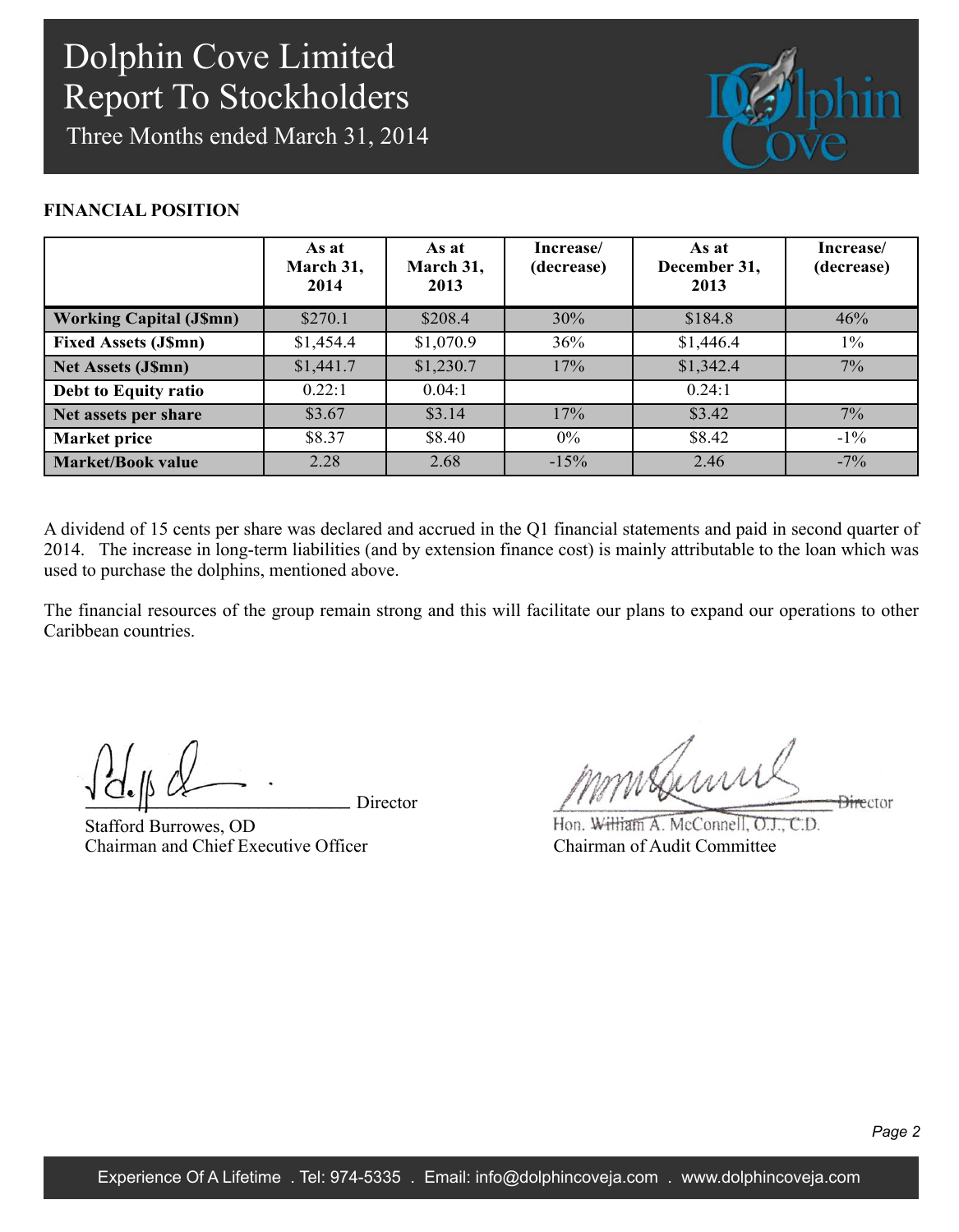# Dolphin Cove Limited
# Report To Stockholders
## Three Months ended March 31, 2014

### FINANCIAL POSITION

| | As at March 31, 2014 | As at March 31, 2013 | Increase/ (decrease) | As at December 31, 2013 | Increase/ (decrease) |
|---|---|---|---|---|---|
| **Working Capital (J$mn)** | $270.1 | $208.4 | 30% | $184.8 | 46% |
| **Fixed Assets (J$mn)** | $1,454.4 | $1,070.9 | 36% | $1,446.4 | 1% |
| **Net Assets (J$mn)** | $1,441.7 | $1,230.7 | 17% | $1,342.4 | 7% |
| **Debt to Equity ratio** | 0.22:1 | 0.04:1 | | 0.24:1 | |
| **Net assets per share** | $3.67 | $3.14 | 17% | $3.42 | 7% |
| **Market price** | $8.37 | $8.40 | 0% | $8.42 | -1% |
| **Market/Book value** | 2.28 | 2.68 | -15% | 2.46 | -7% |

A dividend of 15 cents per share was declared and accrued in the Q1 financial statements and paid in second quarter of 2014. The increase in long-term liabilities (and by extension finance cost) is mainly attributable to the loan which was used to purchase the dolphins, mentioned above.

The financial resources of the group remain strong and this will facilitate our plans to expand our operations to other Caribbean countries.

Director
Stafford Burrowes, OD
Chairman and Chief Executive Officer

Director
Hon. William A. McConnell, O.J., C.D.
Chairman of Audit Committee

Experience Of A Lifetime . Tel: 974-5335 . Email: info@dolphincoveja.com . www.dolphincoveja.com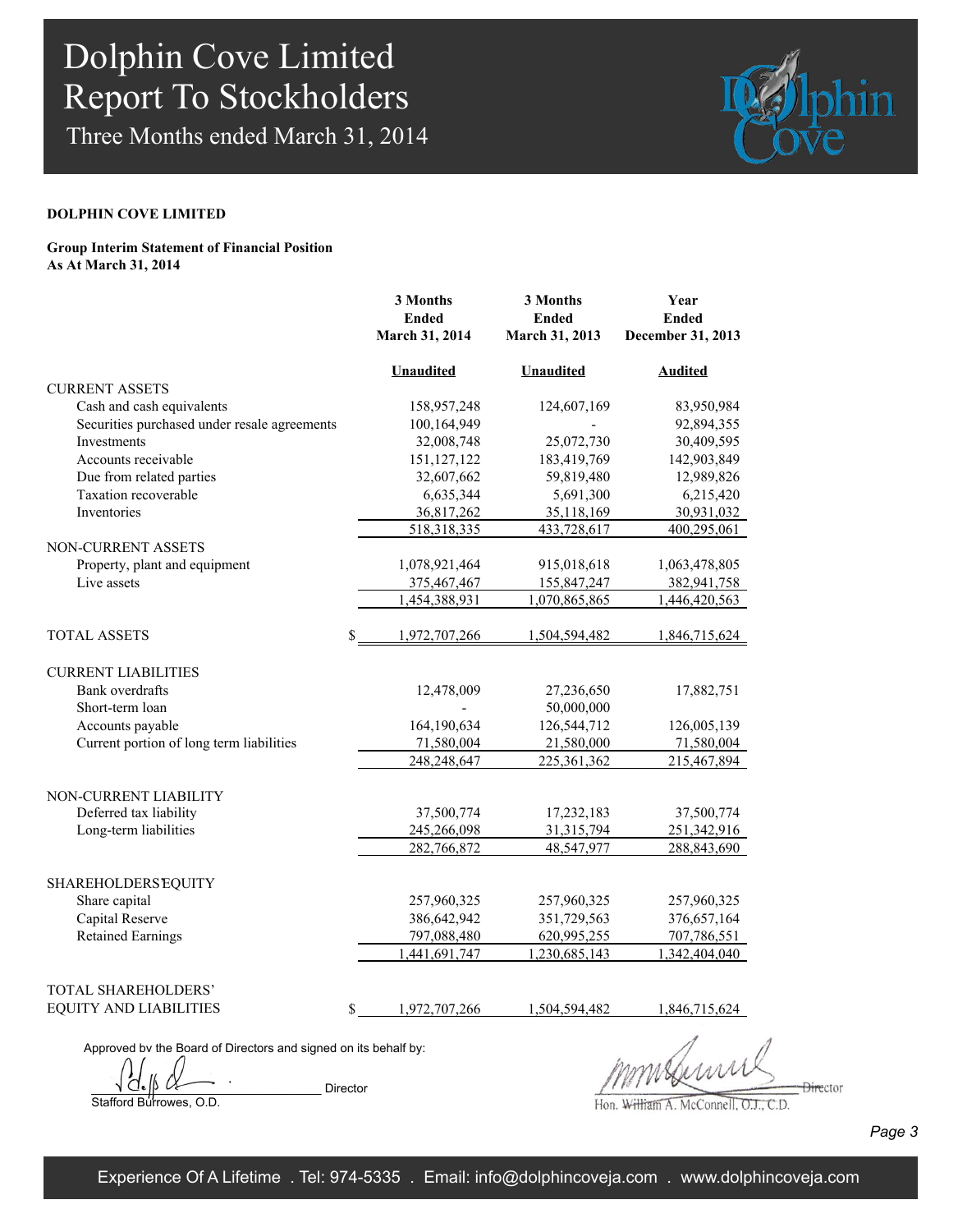# Dolphin Cove Limited
# Report To Stockholders
## Three Months ended March 31, 2014

**DOLPHIN COVE LIMITED**

**Group Interim Statement of Financial Position**
**As At March 31, 2014**

| | 3 Months Ended March 31, 2014 | 3 Months Ended March 31, 2013 | Year Ended December 31, 2013 |
|---|---|---|---|
| | **Unaudited** | **Unaudited** | **Audited** |
| CURRENT ASSETS | | | |
| Cash and cash equivalents | 158,957,248 | 124,607,169 | 83,950,984 |
| Securities purchased under resale agreements | 100,164,949 | - | 92,894,355 |
| Investments | 32,008,748 | 25,072,730 | 30,409,595 |
| Accounts receivable | 151,127,122 | 183,419,769 | 142,903,849 |
| Due from related parties | 32,607,662 | 59,819,480 | 12,989,826 |
| Taxation recoverable | 6,635,344 | 5,691,300 | 6,215,420 |
| Inventories | 36,817,262 | 35,118,169 | 30,931,032 |
| | 518,318,335 | 433,728,617 | 400,295,061 |
| NON-CURRENT ASSETS | | | |
| Property, plant and equipment | 1,078,921,464 | 915,018,618 | 1,063,478,805 |
| Live assets | 375,467,467 | 155,847,247 | 382,941,758 |
| | 1,454,388,931 | 1,070,865,865 | 1,446,420,563 |
| TOTAL ASSETS | $ 1,972,707,266 | 1,504,594,482 | 1,846,715,624 |
| CURRENT LIABILITIES | | | |
| Bank overdrafts | 12,478,009 | 27,236,650 | 17,882,751 |
| Short-term loan | - | 50,000,000 | |
| Accounts payable | 164,190,634 | 126,544,712 | 126,005,139 |
| Current portion of long term liabilities | 71,580,004 | 21,580,000 | 71,580,004 |
| | 248,248,647 | 225,361,362 | 215,467,894 |
| NON-CURRENT LIABILITY | | | |
| Deferred tax liability | 37,500,774 | 17,232,183 | 37,500,774 |
| Long-term liabilities | 245,266,098 | 31,315,794 | 251,342,916 |
| | 282,766,872 | 48,547,977 | 288,843,690 |
| SHAREHOLDERS' EQUITY | | | |
| Share capital | 257,960,325 | 257,960,325 | 257,960,325 |
| Capital Reserve | 386,642,942 | 351,729,563 | 376,657,164 |
| Retained Earnings | 797,088,480 | 620,995,255 | 707,786,551 |
| | 1,441,691,747 | 1,230,685,143 | 1,342,404,040 |
| TOTAL SHAREHOLDERS' EQUITY AND LIABILITIES | $ 1,972,707,266 | 1,504,594,482 | 1,846,715,624 |

Approved by the Board of Directors and signed on its behalf by:

Stafford Burrowes, O.D. — Director

Hon. William A. McConnell, O.J., C.D. — Director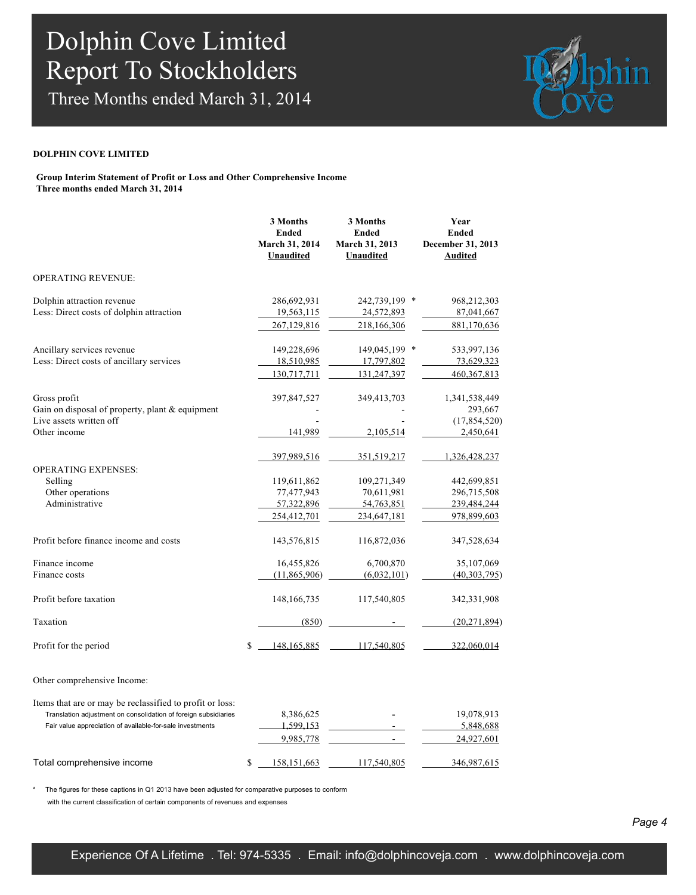# Dolphin Cove Limited
## Report To Stockholders
### Three Months ended March 31, 2014

**DOLPHIN COVE LIMITED**

**Group Interim Statement of Profit or Loss and Other Comprehensive Income**
**Three months ended March 31, 2014**

| | 3 Months Ended March 31, 2014 Unaudited | 3 Months Ended March 31, 2013 Unaudited | Year Ended December 31, 2013 Audited |
|---|---|---|---|
| OPERATING REVENUE: | | | |
| Dolphin attraction revenue | 286,692,931 | 242,739,199 * | 968,212,303 |
| Less: Direct costs of dolphin attraction | 19,563,115 | 24,572,893 | 87,041,667 |
| | 267,129,816 | 218,166,306 | 881,170,636 |
| Ancillary services revenue | 149,228,696 | 149,045,199 * | 533,997,136 |
| Less: Direct costs of ancillary services | 18,510,985 | 17,797,802 | 73,629,323 |
| | 130,717,711 | 131,247,397 | 460,367,813 |
| Gross profit | 397,847,527 | 349,413,703 | 1,341,538,449 |
| Gain on disposal of property, plant & equipment | - | - | 293,667 |
| Live assets written off | - | - | (17,854,520) |
| Other income | 141,989 | 2,105,514 | 2,450,641 |
| | 397,989,516 | 351,519,217 | 1,326,428,237 |
| OPERATING EXPENSES: | | | |
| Selling | 119,611,862 | 109,271,349 | 442,699,851 |
| Other operations | 77,477,943 | 70,611,981 | 296,715,508 |
| Administrative | 57,322,896 | 54,763,851 | 239,484,244 |
| | 254,412,701 | 234,647,181 | 978,899,603 |
| Profit before finance income and costs | 143,576,815 | 116,872,036 | 347,528,634 |
| Finance income | 16,455,826 | 6,700,870 | 35,107,069 |
| Finance costs | (11,865,906) | (6,032,101) | (40,303,795) |
| Profit before taxation | 148,166,735 | 117,540,805 | 342,331,908 |
| Taxation | (850) | - | (20,271,894) |
| Profit for the period | $ 148,165,885 | 117,540,805 | 322,060,014 |
| Other comprehensive Income: | | | |
| Items that are or may be reclassified to profit or loss: | | | |
| Translation adjustment on consolidation of foreign subsidiaries | 8,386,625 | - | 19,078,913 |
| Fair value appreciation of available-for-sale investments | 1,599,153 | - | 5,848,688 |
| | 9,985,778 | - | 24,927,601 |
| Total comprehensive income | $ 158,151,663 | 117,540,805 | 346,987,615 |

\* The figures for these captions in Q1 2013 have been adjusted for comparative purposes to conform with the current classification of certain components of revenues and expenses

Experience Of A Lifetime . Tel: 974-5335 . Email: info@dolphincoveja.com . www.dolphincoveja.com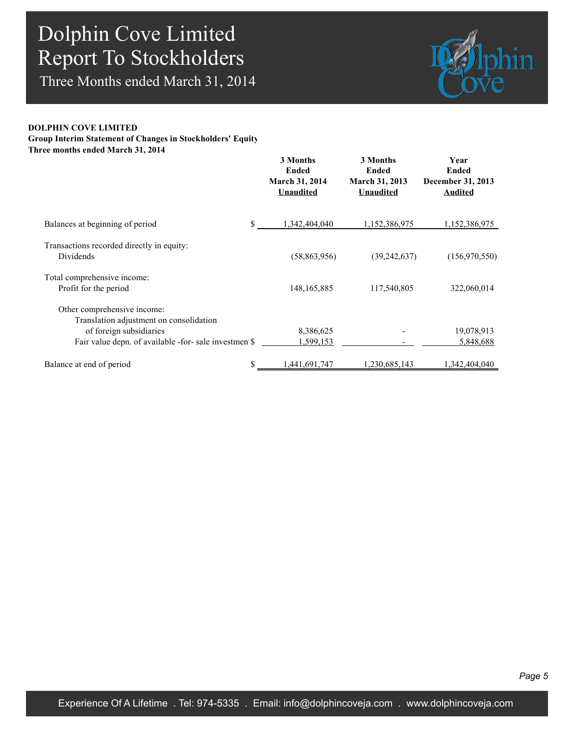# Dolphin Cove Limited
## Report To Stockholders
### Three Months ended March 31, 2014

**DOLPHIN COVE LIMITED**
**Group Interim Statement of Changes in Stockholders' Equity**
**Three months ended March 31, 2014**

| | | 3 Months Ended March 31, 2014 Unaudited | 3 Months Ended March 31, 2013 Unaudited | Year Ended December 31, 2013 Audited |
|---|---|---|---|---|
| Balances at beginning of period | $ | 1,342,404,040 | 1,152,386,975 | 1,152,386,975 |
| Transactions recorded directly in equity: | | | | |
| Dividends | | (58,863,956) | (39,242,637) | (156,970,550) |
| Total comprehensive income: | | | | |
| Profit for the period | | 148,165,885 | 117,540,805 | 322,060,014 |
| Other comprehensive income: | | | | |
| Translation adjustment on consolidation of foreign subsidiaries | | 8,386,625 | - | 19,078,913 |
| Fair value depn. of available -for- sale investmen | $ | 1,599,153 | - | 5,848,688 |
| Balance at end of period | $ | 1,441,691,747 | 1,230,685,143 | 1,342,404,040 |

Experience Of A Lifetime . Tel: 974-5335 . Email: info@dolphincoveja.com . www.dolphincoveja.com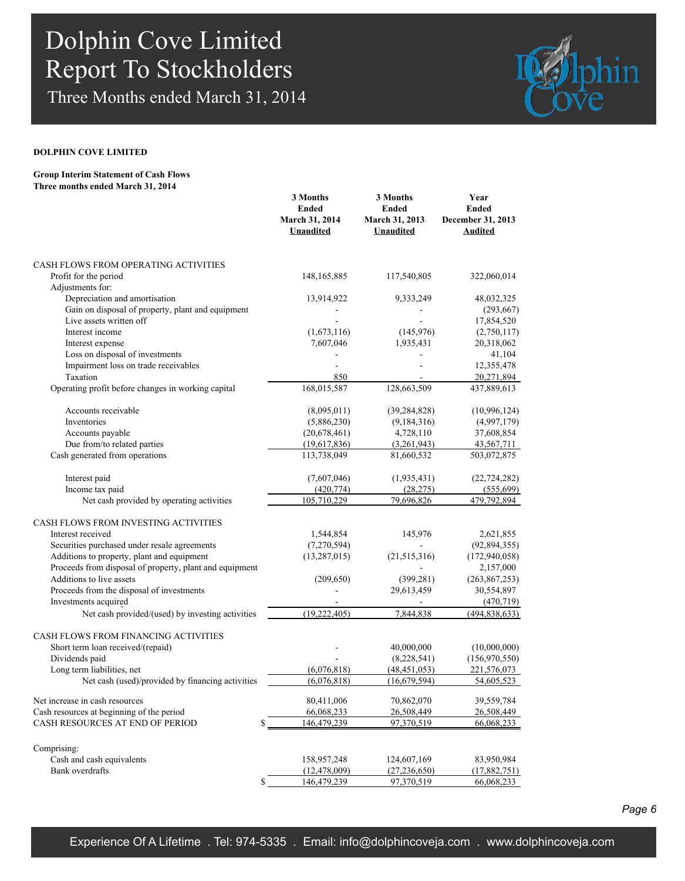# Dolphin Cove Limited
# Report To Stockholders
## Three Months ended March 31, 2014

**DOLPHIN COVE LIMITED**

**Group Interim Statement of Cash Flows**
**Three months ended March 31, 2014**

| | 3 Months Ended March 31, 2014 Unaudited | 3 Months Ended March 31, 2013 Unaudited | Year Ended December 31, 2013 Audited |
|---|---|---|---|
| CASH FLOWS FROM OPERATING ACTIVITIES | | | |
| Profit for the period | 148,165,885 | 117,540,805 | 322,060,014 |
| Adjustments for: | | | |
| Depreciation and amortisation | 13,914,922 | 9,333,249 | 48,032,325 |
| Gain on disposal of property, plant and equipment | - | - | (293,667) |
| Live assets written off | - | - | 17,854,520 |
| Interest income | (1,673,116) | (145,976) | (2,750,117) |
| Interest expense | 7,607,046 | 1,935,431 | 20,318,062 |
| Loss on disposal of investments | - | - | 41,104 |
| Impairment loss on trade receivables | - | - | 12,355,478 |
| Taxation | 850 | - | 20,271,894 |
| Operating profit before changes in working capital | 168,015,587 | 128,663,509 | 437,889,613 |
| Accounts receivable | (8,095,011) | (39,284,828) | (10,996,124) |
| Inventories | (5,886,230) | (9,184,316) | (4,997,179) |
| Accounts payable | (20,678,461) | 4,728,110 | 37,608,854 |
| Due from/to related parties | (19,617,836) | (3,261,943) | 43,567,711 |
| Cash generated from operations | 113,738,049 | 81,660,532 | 503,072,875 |
| Interest paid | (7,607,046) | (1,935,431) | (22,724,282) |
| Income tax paid | (420,774) | (28,275) | (555,699) |
| Net cash provided by operating activities | 105,710,229 | 79,696,826 | 479,792,894 |
| CASH FLOWS FROM INVESTING ACTIVITIES | | | |
| Interest received | 1,544,854 | 145,976 | 2,621,855 |
| Securities purchased under resale agreements | (7,270,594) | - | (92,894,355) |
| Additions to property, plant and equipment | (13,287,015) | (21,515,316) | (172,940,058) |
| Proceeds from disposal of property, plant and equipment | | - | 2,157,000 |
| Additions to live assets | (209,650) | (399,281) | (263,867,253) |
| Proceeds from the disposal of investments | - | 29,613,459 | 30,554,897 |
| Investments acquired | - | - | (470,719) |
| Net cash provided/(used) by investing activities | (19,222,405) | 7,844,838 | (494,838,633) |
| CASH FLOWS FROM FINANCING ACTIVITIES | | | |
| Short term loan received/(repaid) | - | 40,000,000 | (10,000,000) |
| Dividends paid | - | (8,228,541) | (156,970,550) |
| Long term liabilities, net | (6,076,818) | (48,451,053) | 221,576,073 |
| Net cash (used)/provided by financing activities | (6,076,818) | (16,679,594) | 54,605,523 |
| Net increase in cash resources | 80,411,006 | 70,862,070 | 39,559,784 |
| Cash resources at beginning of the period | 66,068,233 | 26,508,449 | 26,508,449 |
| CASH RESOURCES AT END OF PERIOD | $ 146,479,239 | 97,370,519 | 66,068,233 |
| Comprising: | | | |
| Cash and cash equivalents | 158,957,248 | 124,607,169 | 83,950,984 |
| Bank overdrafts | (12,478,009) | (27,236,650) | (17,882,751) |
| | $ 146,479,239 | 97,370,519 | 66,068,233 |

Experience Of A Lifetime . Tel: 974-5335 . Email: info@dolphincoveja.com . www.dolphincoveja.com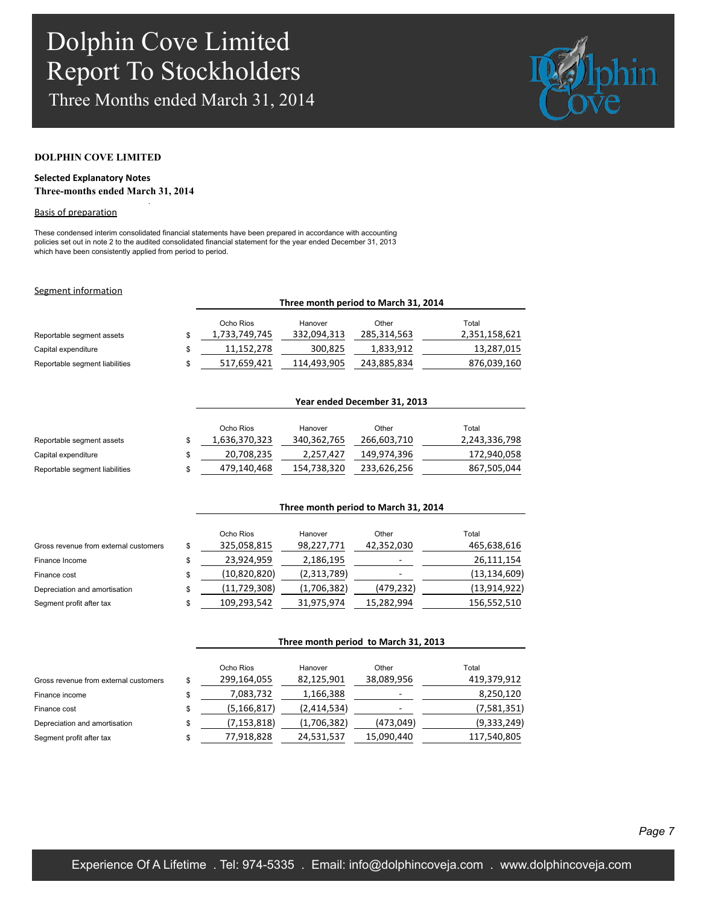# Dolphin Cove Limited
# Report To Stockholders
## Three Months ended March 31, 2014

**DOLPHIN COVE LIMITED**

**Selected Explanatory Notes**
**Three-months ended March 31, 2014**

Basis of preparation

These condensed interim consolidated financial statements have been prepared in accordance with accounting policies set out in note 2 to the audited consolidated financial statement for the year ended December 31, 2013 which have been consistently applied from period to period.

Segment information

| | | Three month period to March 31, 2014 | | | |
|---|---|---|---|---|---|
| | | Ocho Rios | Hanover | Other | Total |
| Reportable segment assets | $ | 1,733,749,745 | 332,094,313 | 285,314,563 | 2,351,158,621 |
| Capital expenditure | $ | 11,152,278 | 300,825 | 1,833,912 | 13,287,015 |
| Reportable segment liabilities | $ | 517,659,421 | 114,493,905 | 243,885,834 | 876,039,160 |

| | | Year ended December 31, 2013 | | | |
|---|---|---|---|---|---|
| | | Ocho Rios | Hanover | Other | Total |
| Reportable segment assets | $ | 1,636,370,323 | 340,362,765 | 266,603,710 | 2,243,336,798 |
| Capital expenditure | $ | 20,708,235 | 2,257,427 | 149,974,396 | 172,940,058 |
| Reportable segment liabilities | $ | 479,140,468 | 154,738,320 | 233,626,256 | 867,505,044 |

| | | Three month period to March 31, 2014 | | | |
|---|---|---|---|---|---|
| | | Ocho Rios | Hanover | Other | Total |
| Gross revenue from external customers | $ | 325,058,815 | 98,227,771 | 42,352,030 | 465,638,616 |
| Finance Income | $ | 23,924,959 | 2,186,195 | - | 26,111,154 |
| Finance cost | $ | (10,820,820) | (2,313,789) | - | (13,134,609) |
| Depreciation and amortisation | $ | (11,729,308) | (1,706,382) | (479,232) | (13,914,922) |
| Segment profit after tax | $ | 109,293,542 | 31,975,974 | 15,282,994 | 156,552,510 |

| | | Three month period to March 31, 2013 | | | |
|---|---|---|---|---|---|
| | | Ocho Rios | Hanover | Other | Total |
| Gross revenue from external customers | $ | 299,164,055 | 82,125,901 | 38,089,956 | 419,379,912 |
| Finance income | $ | 7,083,732 | 1,166,388 | - | 8,250,120 |
| Finance cost | $ | (5,166,817) | (2,414,534) | - | (7,581,351) |
| Depreciation and amortisation | $ | (7,153,818) | (1,706,382) | (473,049) | (9,333,249) |
| Segment profit after tax | $ | 77,918,828 | 24,531,537 | 15,090,440 | 117,540,805 |

Experience Of A Lifetime . Tel: 974-5335 . Email: info@dolphincoveja.com . www.dolphincoveja.com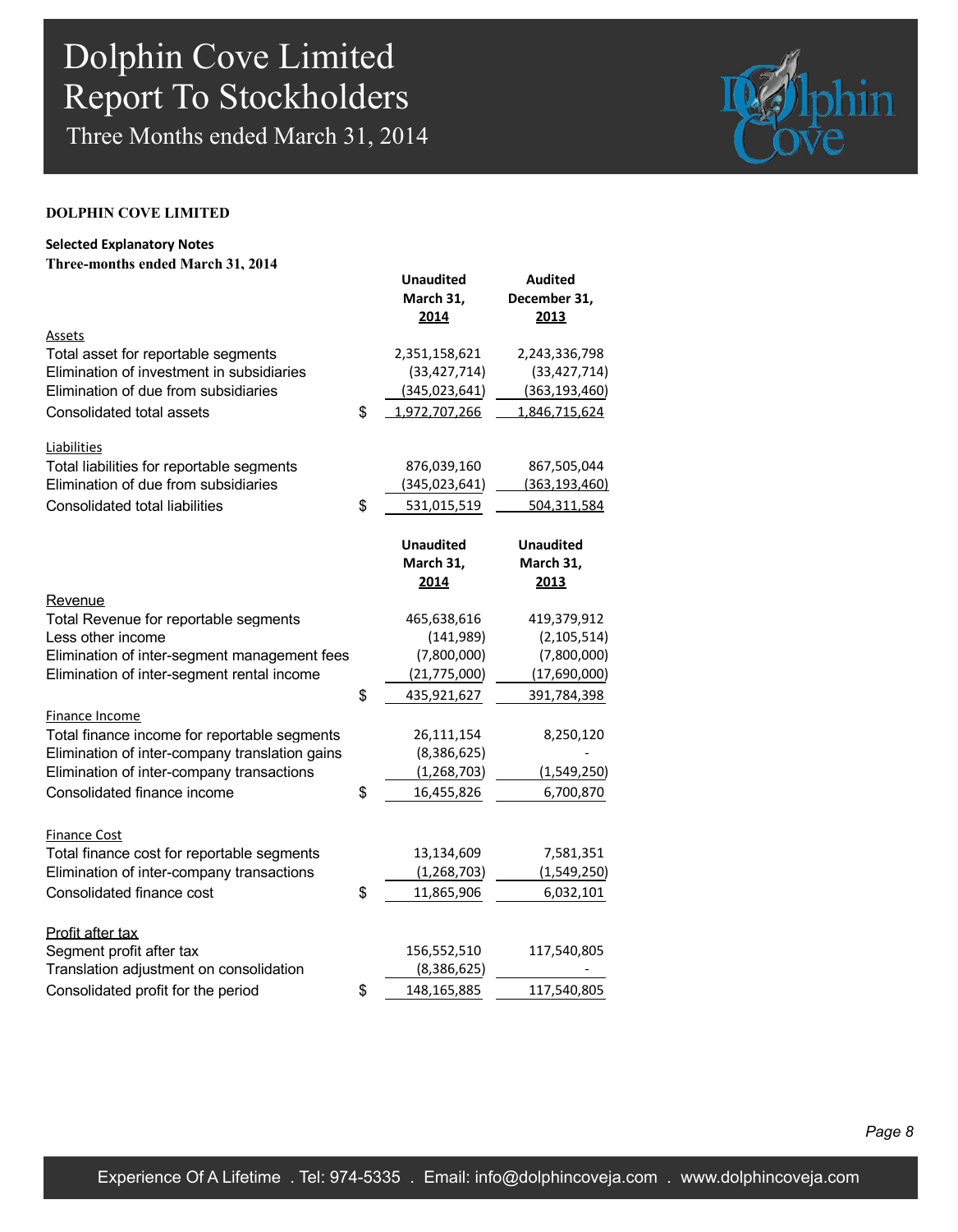**DOLPHIN COVE LIMITED**

**Selected Explanatory Notes**

**Three-months ended March 31, 2014**

| | | Unaudited March 31, 2014 | Audited December 31, 2013 |
|---|---|---|---|
| Assets | | | |
| Total asset for reportable segments | | 2,351,158,621 | 2,243,336,798 |
| Elimination of investment in subsidiaries | | (33,427,714) | (33,427,714) |
| Elimination of due from subsidiaries | | (345,023,641) | (363,193,460) |
| Consolidated total assets | $ | 1,972,707,266 | 1,846,715,624 |
| Liabilities | | | |
| Total liabilities for reportable segments | | 876,039,160 | 867,505,044 |
| Elimination of due from subsidiaries | | (345,023,641) | (363,193,460) |
| Consolidated total liabilities | $ | 531,015,519 | 504,311,584 |

| | | Unaudited March 31, 2014 | Unaudited March 31, 2013 |
|---|---|---|---|
| Revenue | | | |
| Total Revenue for reportable segments | | 465,638,616 | 419,379,912 |
| Less other income | | (141,989) | (2,105,514) |
| Elimination of inter-segment management fees | | (7,800,000) | (7,800,000) |
| Elimination of inter-segment rental income | | (21,775,000) | (17,690,000) |
| | $ | 435,921,627 | 391,784,398 |
| Finance Income | | | |
| Total finance income for reportable segments | | 26,111,154 | 8,250,120 |
| Elimination of inter-company translation gains | | (8,386,625) | - |
| Elimination of inter-company transactions | | (1,268,703) | (1,549,250) |
| Consolidated finance income | $ | 16,455,826 | 6,700,870 |
| Finance Cost | | | |
| Total finance cost for reportable segments | | 13,134,609 | 7,581,351 |
| Elimination of inter-company transactions | | (1,268,703) | (1,549,250) |
| Consolidated finance cost | $ | 11,865,906 | 6,032,101 |
| Profit after tax | | | |
| Segment profit after tax | | 156,552,510 | 117,540,805 |
| Translation adjustment on consolidation | | (8,386,625) | - |
| Consolidated profit for the period | $ | 148,165,885 | 117,540,805 |